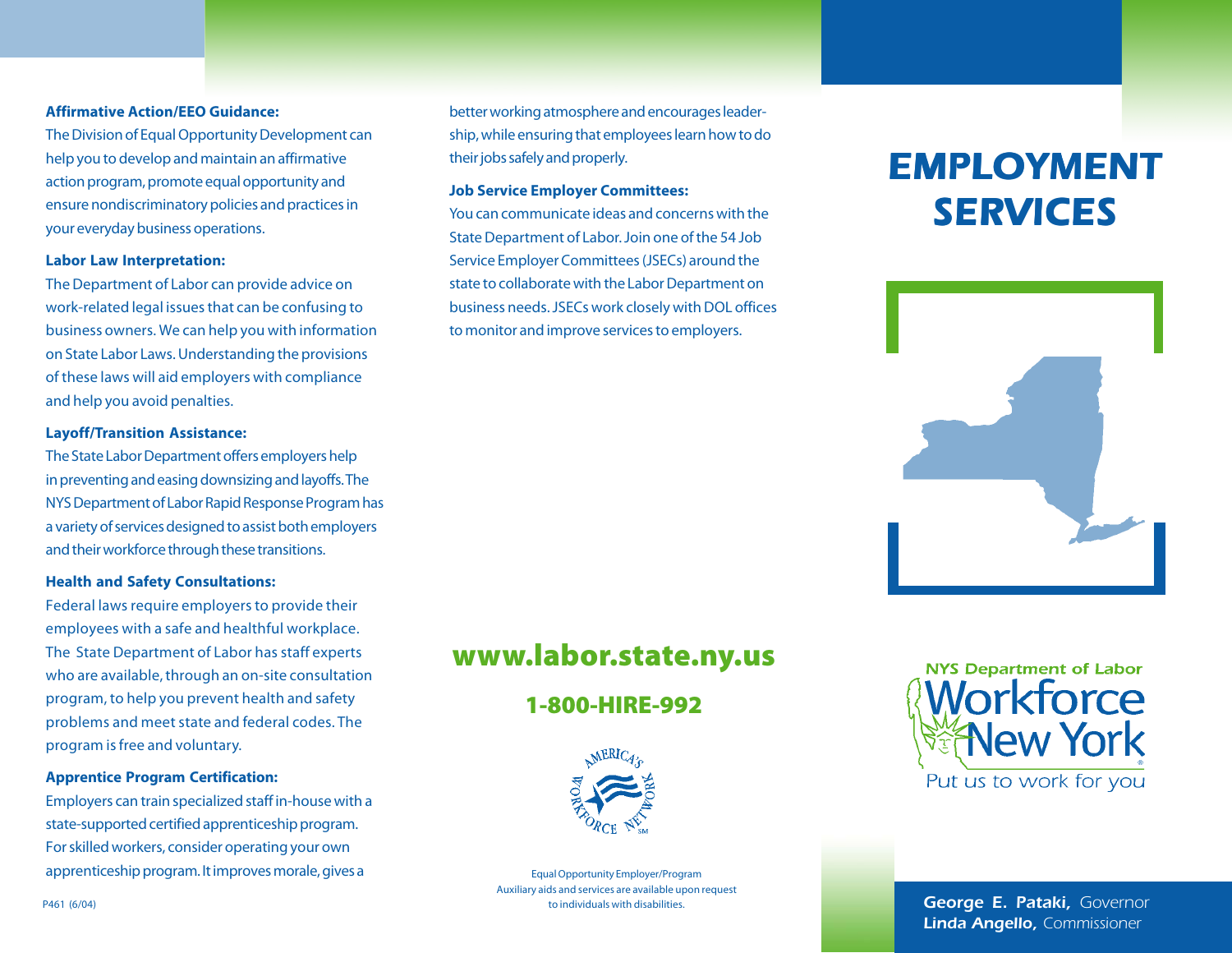#### Affirmative Action/EEO Guidance:

The Division of Equal Opportunity Development can help you to develop and maintain an affirmative action program, promote equal opportunity and ensure nondiscriminatory policies and practices in your everyday business operations.

#### Labor Law Interpretation:

The Department of Labor can provide advice on work-related legal issues that can be confusing to business owners. We can help you with information on State Labor Laws. Understanding the provisions of these laws will aid employers with compliance and help you avoid penalties.

#### Layoff/Transition Assistance:

The State Labor Department offers employers help in preventing and easing downsizing and layoffs. The NYS Department of Labor Rapid Response Program has a variety of services designed to assist both employers and their workforce through these transitions.

#### Health and Safety Consultations:

Federal laws require employers to provide their employees with a safe and healthful workplace. The State Department of Labor has staff experts who are available, through an on-site consultation program, to help you prevent health and safety problems and meet state and federal codes. The program is free and voluntary.

#### Apprentice Program Certification:

Employers can train specialized staff in-house with a state-supported certified apprenticeship program. For skilled workers, consider operating your own apprenticeship program. It improves morale, gives a better working atmosphere and encourages leadership, while ensuring that employees learn how to do their jobs safely and properly.

#### Job Service Employer Committees:

You can communicate ideas and concerns with the State Department of Labor. Join one of the 54 Job Service Employer Committees (JSECs) around the state to collaborate with the Labor Department on business needs. JSECs work closely with DOL offices to monitor and improve services to employers.

P461 (6/04)

## www.labor.state.ny.us

### 1-800-HIRE-992

America's Workforce Network℠

Equal Opportunity Employer/Program
Auxiliary aids and services are available upon request to individuals with disabilities.

# EMPLOYMENT SERVICES

NYS Department of Labor
Workforce New York®
Put us to work for you

*George E. Pataki,* Governor
*Linda Angello,* Commissioner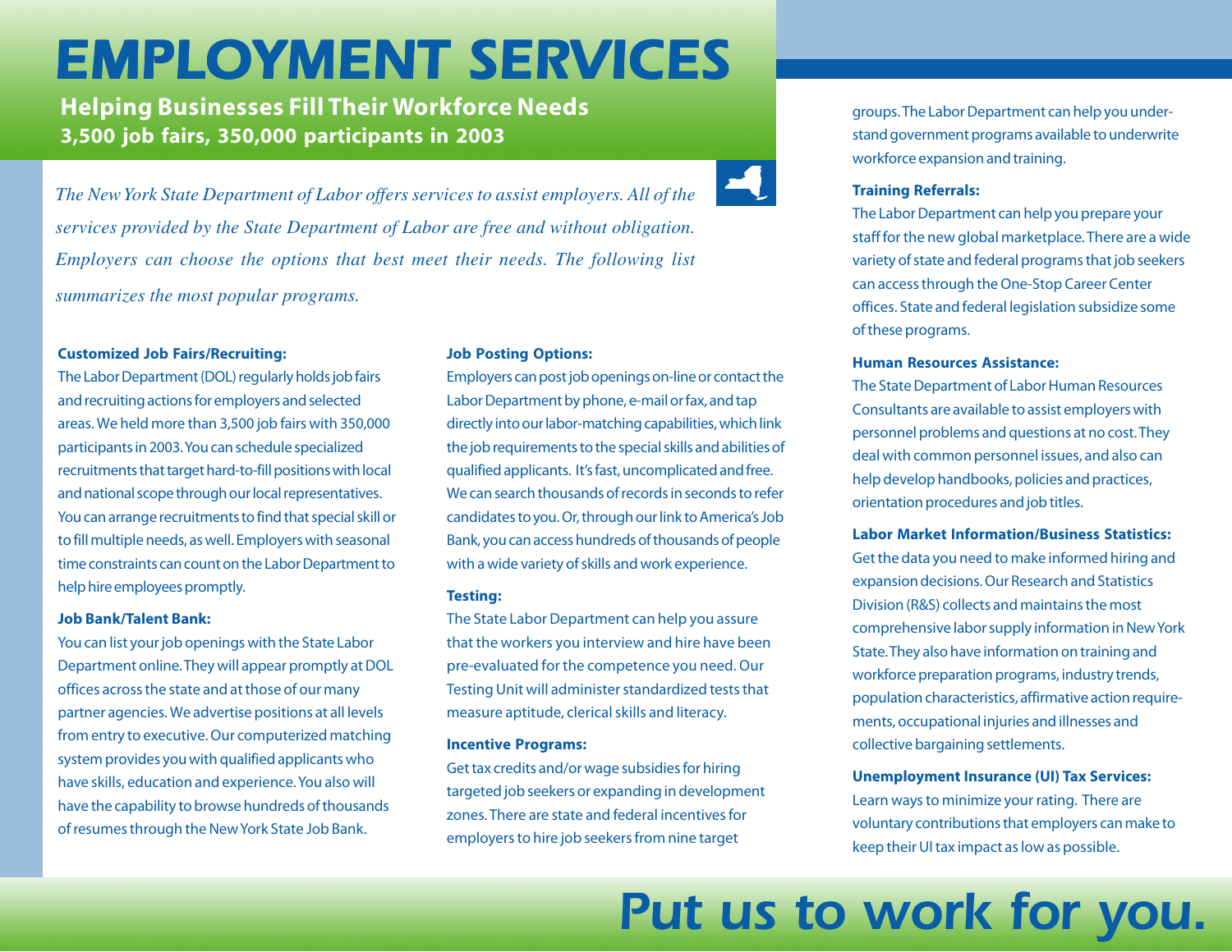# EMPLOYMENT SERVICES

**Helping Businesses Fill Their Workforce Needs**
**3,500 job fairs, 350,000 participants in 2003**

*The New York State Department of Labor offers services to assist employers. All of the services provided by the State Department of Labor are free and without obligation. Employers can choose the options that best meet their needs. The following list summarizes the most popular programs.*

**Customized Job Fairs/Recruiting:**
The Labor Department (DOL) regularly holds job fairs and recruiting actions for employers and selected areas. We held more than 3,500 job fairs with 350,000 participants in 2003. You can schedule specialized recruitments that target hard-to-fill positions with local and national scope through our local representatives. You can arrange recruitments to find that special skill or to fill multiple needs, as well. Employers with seasonal time constraints can count on the Labor Department to help hire employees promptly.

**Job Bank/Talent Bank:**
You can list your job openings with the State Labor Department online. They will appear promptly at DOL offices across the state and at those of our many partner agencies. We advertise positions at all levels from entry to executive. Our computerized matching system provides you with qualified applicants who have skills, education and experience. You also will have the capability to browse hundreds of thousands of resumes through the New York State Job Bank.

**Job Posting Options:**
Employers can post job openings on-line or contact the Labor Department by phone, e-mail or fax, and tap directly into our labor-matching capabilities, which link the job requirements to the special skills and abilities of qualified applicants. It's fast, uncomplicated and free. We can search thousands of records in seconds to refer candidates to you. Or, through our link to America's Job Bank, you can access hundreds of thousands of people with a wide variety of skills and work experience.

**Testing:**
The State Labor Department can help you assure that the workers you interview and hire have been pre-evaluated for the competence you need. Our Testing Unit will administer standardized tests that measure aptitude, clerical skills and literacy.

**Incentive Programs:**
Get tax credits and/or wage subsidies for hiring targeted job seekers or expanding in development zones. There are state and federal incentives for employers to hire job seekers from nine target groups. The Labor Department can help you understand government programs available to underwrite workforce expansion and training.

**Training Referrals:**
The Labor Department can help you prepare your staff for the new global marketplace. There are a wide variety of state and federal programs that job seekers can access through the One-Stop Career Center offices. State and federal legislation subsidize some of these programs.

**Human Resources Assistance:**
The State Department of Labor Human Resources Consultants are available to assist employers with personnel problems and questions at no cost. They deal with common personnel issues, and also can help develop handbooks, policies and practices, orientation procedures and job titles.

**Labor Market Information/Business Statistics:**
Get the data you need to make informed hiring and expansion decisions. Our Research and Statistics Division (R&S) collects and maintains the most comprehensive labor supply information in New York State. They also have information on training and workforce preparation programs, industry trends, population characteristics, affirmative action requirements, occupational injuries and illnesses and collective bargaining settlements.

**Unemployment Insurance (UI) Tax Services:**
Learn ways to minimize your rating. There are voluntary contributions that employers can make to keep their UI tax impact as low as possible.

*Put us to work for you.*